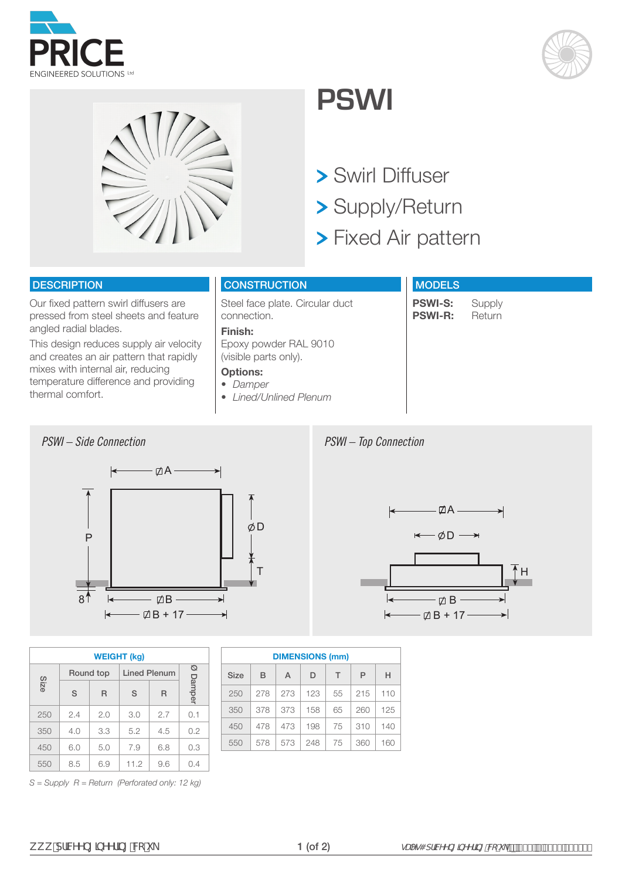# PSWI

- Swirl Diffuser
- Supply/Return
- Fixed Air pattern

## DESCRIPTION

Our fixed pattern swirl diffusers are pressed from steel sheets and feature angled radial blades.

This design reduces supply air velocity and creates an air pattern that rapidly mixes with internal air, reducing temperature difference and providing thermal comfort.

## CONSTRUCTION

Steel face plate. Circular duct connection.

**Finish:**
Epoxy powder RAL 9010 (visible parts only).

**Options:**
- *Damper*
- *Lined/Unlined Plenum*

## MODELS

**PSWI-S:** Supply
**PSWI-R:** Return

*PSWI – Side Connection*

*PSWI – Top Connection*

| Size | WEIGHT (kg) Round top | | Lined Plenum | | Ø Damper |
|---|---|---|---|---|---|
| | S | R | S | R | |
| 250 | 2.4 | 2.0 | 3.0 | 2.7 | 0.1 |
| 350 | 4.0 | 3.3 | 5.2 | 4.5 | 0.2 |
| 450 | 6.0 | 5.0 | 7.9 | 6.8 | 0.3 |
| 550 | 8.5 | 6.9 | 11.2 | 9.6 | 0.4 |

*S = Supply R = Return (Perforated only: 12 kg)*

**DIMENSIONS (mm)**

| Size | B | A | D | T | P | H |
|---|---|---|---|---|---|---|
| 250 | 278 | 273 | 123 | 55 | 215 | 110 |
| 350 | 378 | 373 | 158 | 65 | 260 | 125 |
| 450 | 478 | 473 | 198 | 75 | 310 | 140 |
| 550 | 578 | 573 | 248 | 75 | 360 | 160 |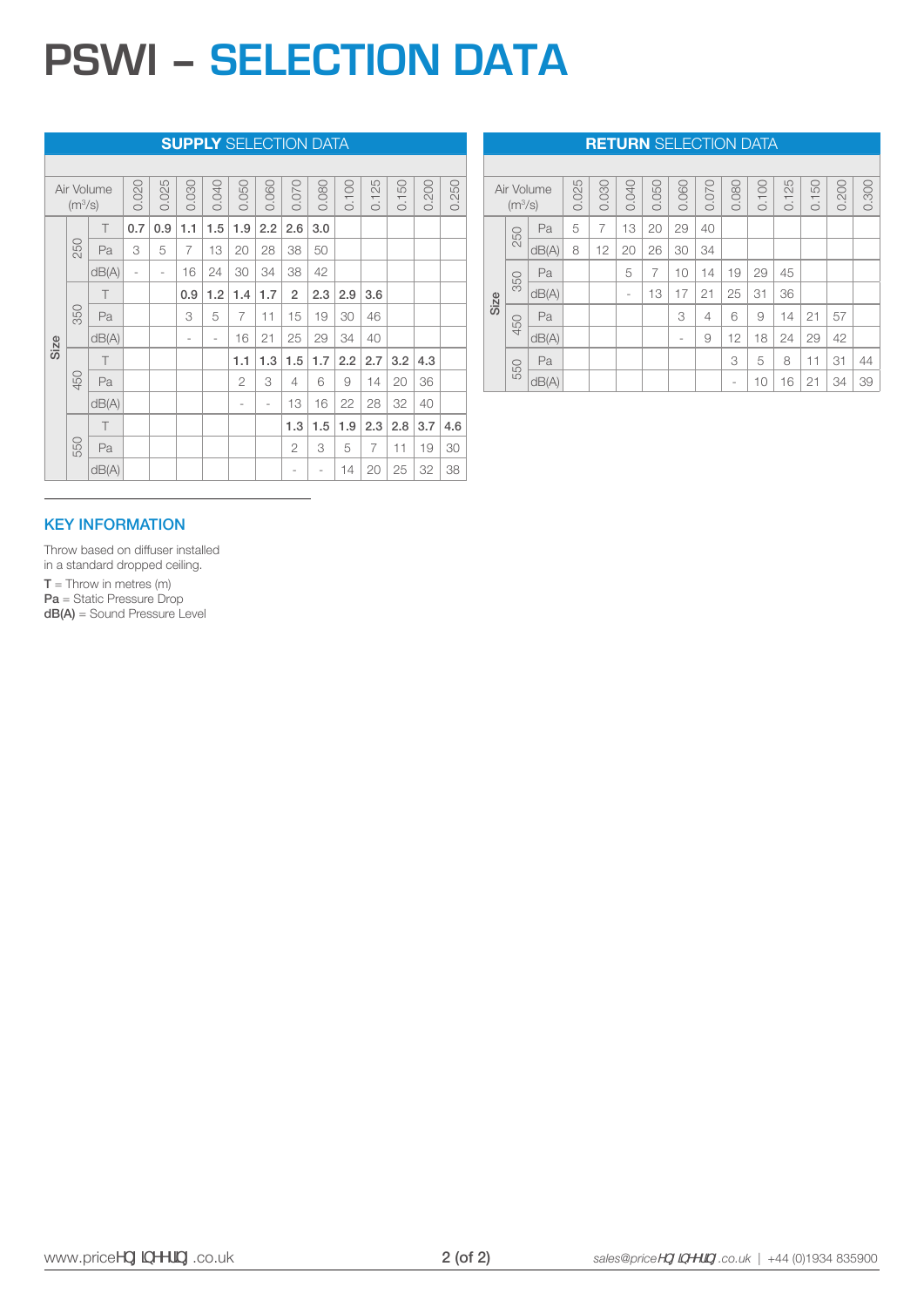# PSWI – SELECTION DATA

**SUPPLY** SELECTION DATA

| Size | | Air Volume (m³/s) | 0.020 | 0.025 | 0.030 | 0.040 | 0.050 | 0.060 | 0.070 | 0.080 | 0.100 | 0.125 | 0.150 | 0.200 | 0.250 |
|---|---|---|---|---|---|---|---|---|---|---|---|---|---|---|---|
| Size | 250 | T | **0.7** | **0.9** | **1.1** | **1.5** | **1.9** | **2.2** | **2.6** | **3.0** | | | | | |
| | | Pa | 3 | 5 | 7 | 13 | 20 | 28 | 38 | 50 | | | | | |
| | | dB(A) | - | - | 16 | 24 | 30 | 34 | 38 | 42 | | | | | |
| | 350 | T | | | **0.9** | **1.2** | **1.4** | **1.7** | **2** | **2.3** | **2.9** | **3.6** | | | |
| | | Pa | | | 3 | 5 | 7 | 11 | 15 | 19 | 30 | 46 | | | |
| | | dB(A) | | | - | - | 16 | 21 | 25 | 29 | 34 | 40 | | | |
| | 450 | T | | | | | **1.1** | **1.3** | **1.5** | **1.7** | **2.2** | **2.7** | **3.2** | **4.3** | |
| | | Pa | | | | | 2 | 3 | 4 | 6 | 9 | 14 | 20 | 36 | |
| | | dB(A) | | | | | - | - | 13 | 16 | 22 | 28 | 32 | 40 | |
| | 550 | T | | | | | | | **1.3** | **1.5** | **1.9** | **2.3** | **2.8** | **3.7** | **4.6** |
| | | Pa | | | | | | | 2 | 3 | 5 | 7 | 11 | 19 | 30 |
| | | dB(A) | | | | | | | - | - | 14 | 20 | 25 | 32 | 38 |

**RETURN** SELECTION DATA

| Size | | Air Volume (m³/s) | 0.025 | 0.030 | 0.040 | 0.050 | 0.060 | 0.070 | 0.080 | 0.100 | 0.125 | 0.150 | 0.200 | 0.300 |
|---|---|---|---|---|---|---|---|---|---|---|---|---|---|---|
| Size | 250 | Pa | 5 | 7 | 13 | 20 | 29 | 40 | | | | | | |
| | | dB(A) | 8 | 12 | 20 | 26 | 30 | 34 | | | | | | |
| | 350 | Pa | | | 5 | 7 | 10 | 14 | 19 | 29 | 45 | | | |
| | | dB(A) | | | - | 13 | 17 | 21 | 25 | 31 | 36 | | | |
| | 450 | Pa | | | | | 3 | 4 | 6 | 9 | 14 | 21 | 57 | |
| | | dB(A) | | | | | - | 9 | 12 | 18 | 24 | 29 | 42 | |
| | 550 | Pa | | | | | | | 3 | 5 | 8 | 11 | 31 | 44 |
| | | dB(A) | | | | | | | - | 10 | 16 | 21 | 34 | 39 |

## KEY INFORMATION

Throw based on diffuser installed in a standard dropped ceiling.

**T** = Throw in metres (m)
**Pa** = Static Pressure Drop
**dB(A)** = Sound Pressure Level